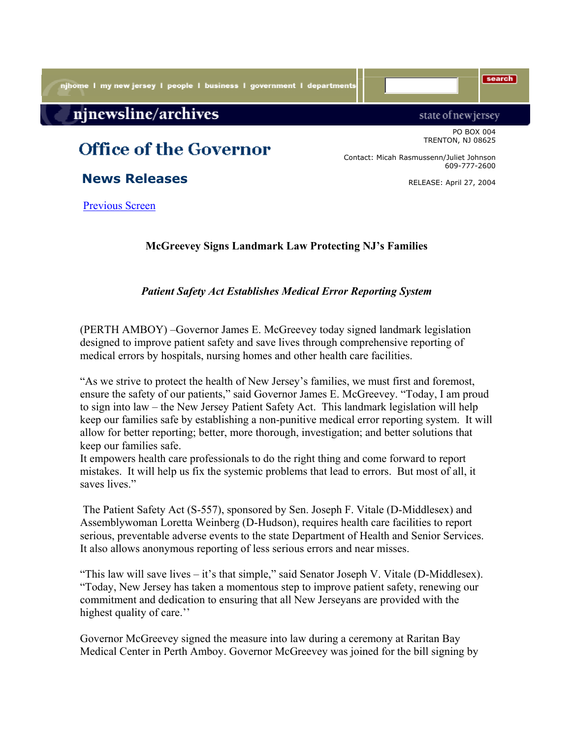njhome | my new jersey | people | business | government | departments

# njnewsline/archives

state of new jersey

## Office of the Governor

PO BOX 004
TRENTON, NJ 08625

Contact: Micah Rasmussenn/Juliet Johnson
609-777-2600

### News Releases

RELEASE: April 27, 2004

Previous Screen

**McGreevey Signs Landmark Law Protecting NJ's Families**

***Patient Safety Act Establishes Medical Error Reporting System***

(PERTH AMBOY) –Governor James E. McGreevey today signed landmark legislation designed to improve patient safety and save lives through comprehensive reporting of medical errors by hospitals, nursing homes and other health care facilities.

"As we strive to protect the health of New Jersey's families, we must first and foremost, ensure the safety of our patients," said Governor James E. McGreevey. "Today, I am proud to sign into law – the New Jersey Patient Safety Act. This landmark legislation will help keep our families safe by establishing a non-punitive medical error reporting system. It will allow for better reporting; better, more thorough, investigation; and better solutions that keep our families safe.
It empowers health care professionals to do the right thing and come forward to report mistakes. It will help us fix the systemic problems that lead to errors. But most of all, it saves lives."

The Patient Safety Act (S-557), sponsored by Sen. Joseph F. Vitale (D-Middlesex) and Assemblywoman Loretta Weinberg (D-Hudson), requires health care facilities to report serious, preventable adverse events to the state Department of Health and Senior Services. It also allows anonymous reporting of less serious errors and near misses.

"This law will save lives – it's that simple," said Senator Joseph V. Vitale (D-Middlesex). "Today, New Jersey has taken a momentous step to improve patient safety, renewing our commitment and dedication to ensuring that all New Jerseyans are provided with the highest quality of care.''

Governor McGreevey signed the measure into law during a ceremony at Raritan Bay Medical Center in Perth Amboy. Governor McGreevey was joined for the bill signing by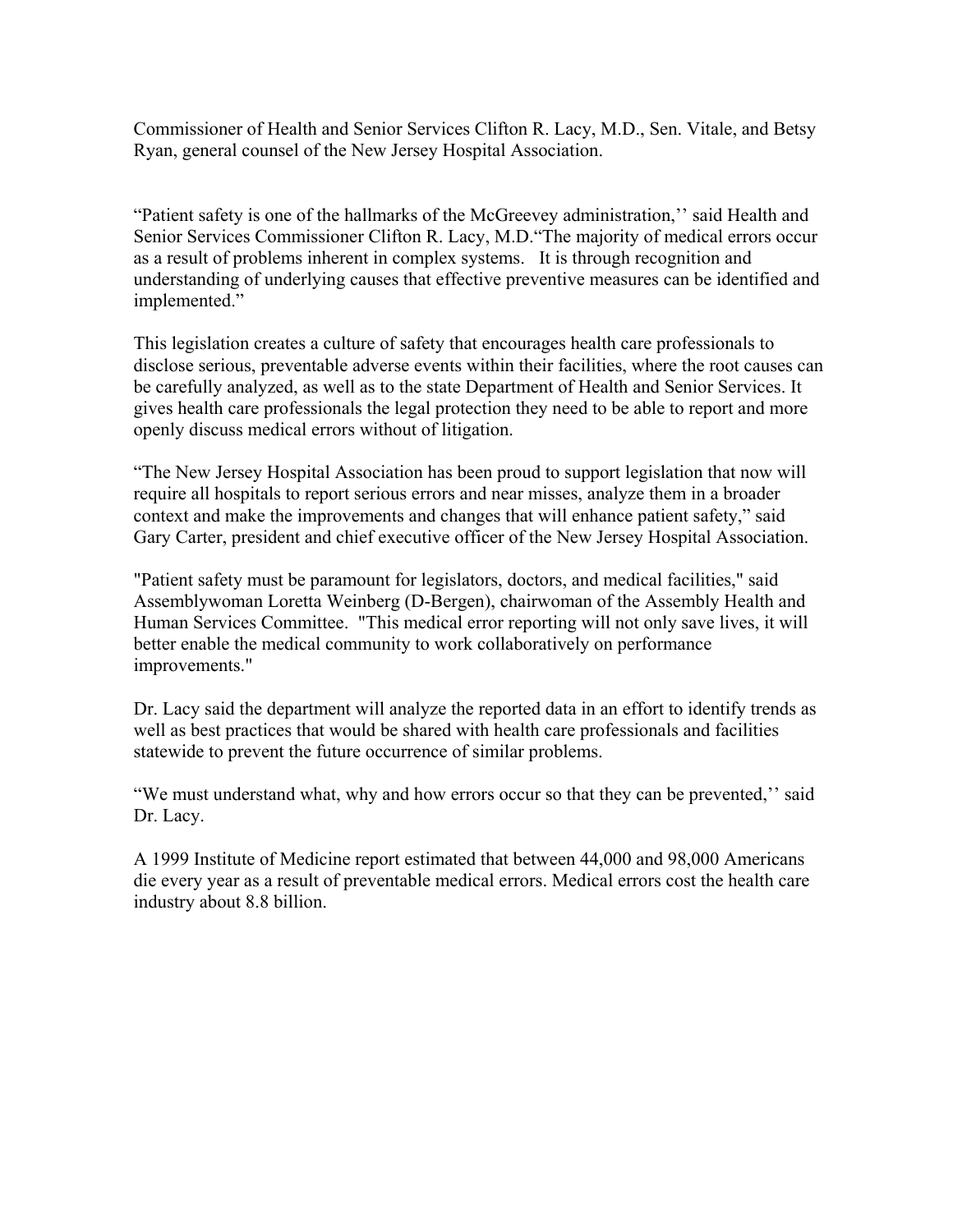Commissioner of Health and Senior Services Clifton R. Lacy, M.D., Sen. Vitale, and Betsy Ryan, general counsel of the New Jersey Hospital Association.

"Patient safety is one of the hallmarks of the McGreevey administration,'' said Health and Senior Services Commissioner Clifton R. Lacy, M.D."The majority of medical errors occur as a result of problems inherent in complex systems.   It is through recognition and understanding of underlying causes that effective preventive measures can be identified and implemented."

This legislation creates a culture of safety that encourages health care professionals to disclose serious, preventable adverse events within their facilities, where the root causes can be carefully analyzed, as well as to the state Department of Health and Senior Services. It gives health care professionals the legal protection they need to be able to report and more openly discuss medical errors without of litigation.

"The New Jersey Hospital Association has been proud to support legislation that now will require all hospitals to report serious errors and near misses, analyze them in a broader context and make the improvements and changes that will enhance patient safety," said Gary Carter, president and chief executive officer of the New Jersey Hospital Association.

"Patient safety must be paramount for legislators, doctors, and medical facilities," said Assemblywoman Loretta Weinberg (D-Bergen), chairwoman of the Assembly Health and Human Services Committee.  "This medical error reporting will not only save lives, it will better enable the medical community to work collaboratively on performance improvements."

Dr. Lacy said the department will analyze the reported data in an effort to identify trends as well as best practices that would be shared with health care professionals and facilities statewide to prevent the future occurrence of similar problems.

"We must understand what, why and how errors occur so that they can be prevented,'' said Dr. Lacy.

A 1999 Institute of Medicine report estimated that between 44,000 and 98,000 Americans die every year as a result of preventable medical errors. Medical errors cost the health care industry about 8.8 billion.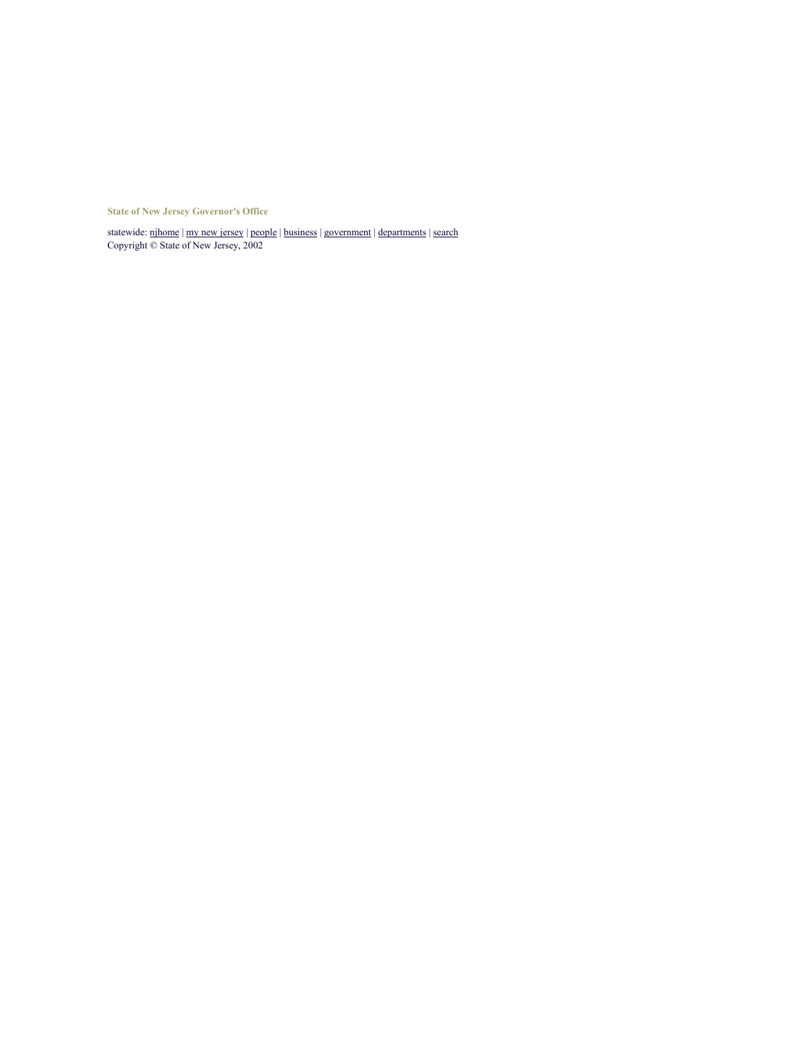**State of New Jersey Governor's Office**

statewide: njhome | my new jersey | people | business | government | departments | search
Copyright © State of New Jersey, 2002